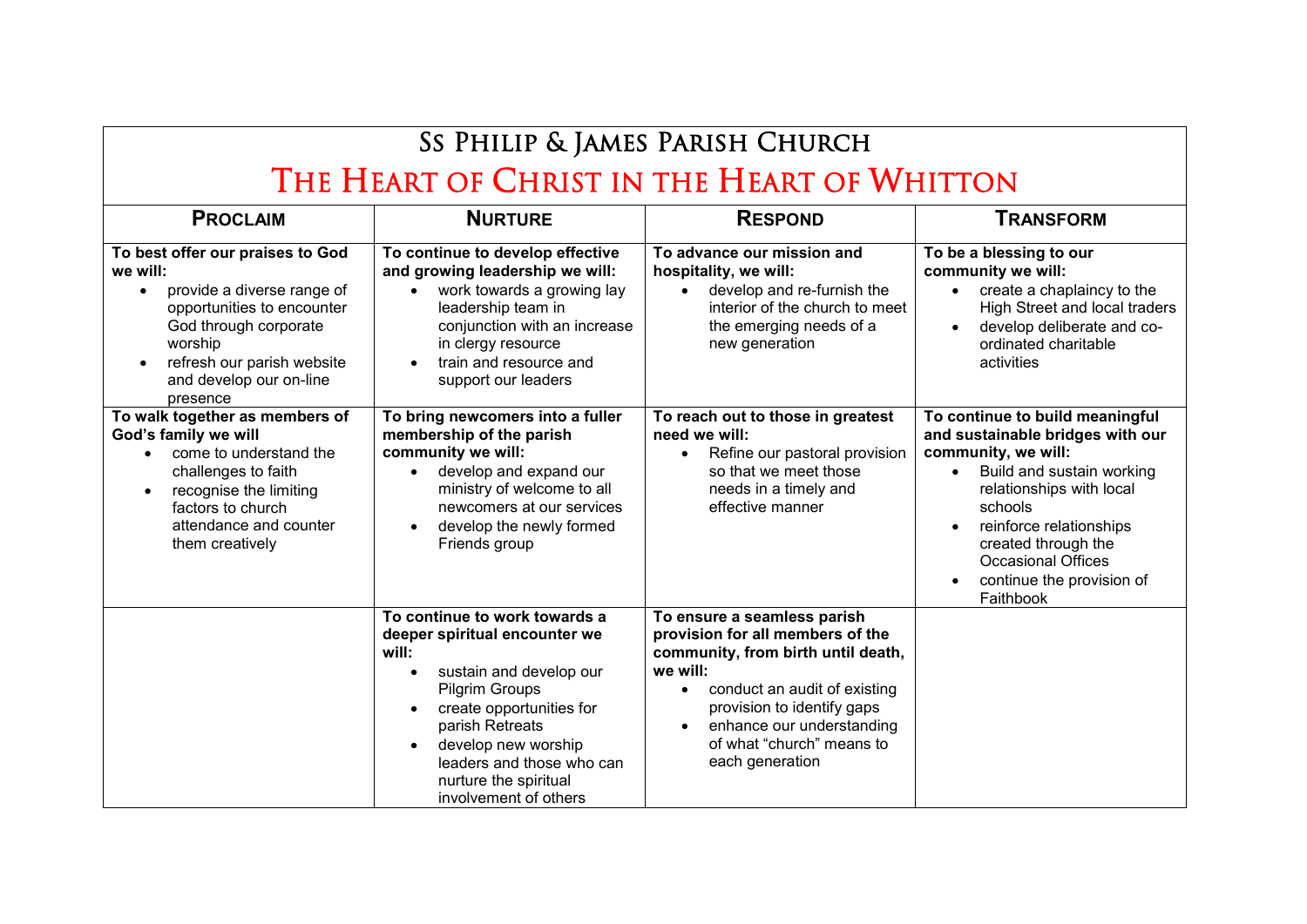# SS PHILIP & JAMES PARISH CHURCH

## THE HEART OF CHRIST IN THE HEART OF WHITTON

| PROCLAIM | NURTURE | RESPOND | TRANSFORM |
|---|---|---|---|
| **To best offer our praises to God we will:**<br>• provide a diverse range of opportunities to encounter God through corporate worship<br>• refresh our parish website and develop our on-line presence | **To continue to develop effective and growing leadership we will:**<br>• work towards a growing lay leadership team in conjunction with an increase in clergy resource<br>• train and resource and support our leaders | **To advance our mission and hospitality, we will:**<br>• develop and re-furnish the interior of the church to meet the emerging needs of a new generation | **To be a blessing to our community we will:**<br>• create a chaplaincy to the High Street and local traders<br>• develop deliberate and co-ordinated charitable activities |
| **To walk together as members of God's family we will**<br>• come to understand the challenges to faith<br>• recognise the limiting factors to church attendance and counter them creatively | **To bring newcomers into a fuller membership of the parish community we will:**<br>• develop and expand our ministry of welcome to all newcomers at our services<br>• develop the newly formed Friends group | **To reach out to those in greatest need we will:**<br>• Refine our pastoral provision so that we meet those needs in a timely and effective manner | **To continue to build meaningful and sustainable bridges with our community, we will:**<br>• Build and sustain working relationships with local schools<br>• reinforce relationships created through the Occasional Offices<br>• continue the provision of Faithbook |
| | **To continue to work towards a deeper spiritual encounter we will:**<br>• sustain and develop our Pilgrim Groups<br>• create opportunities for parish Retreats<br>• develop new worship leaders and those who can nurture the spiritual involvement of others | **To ensure a seamless parish provision for all members of the community, from birth until death, we will:**<br>• conduct an audit of existing provision to identify gaps<br>• enhance our understanding of what "church" means to each generation | |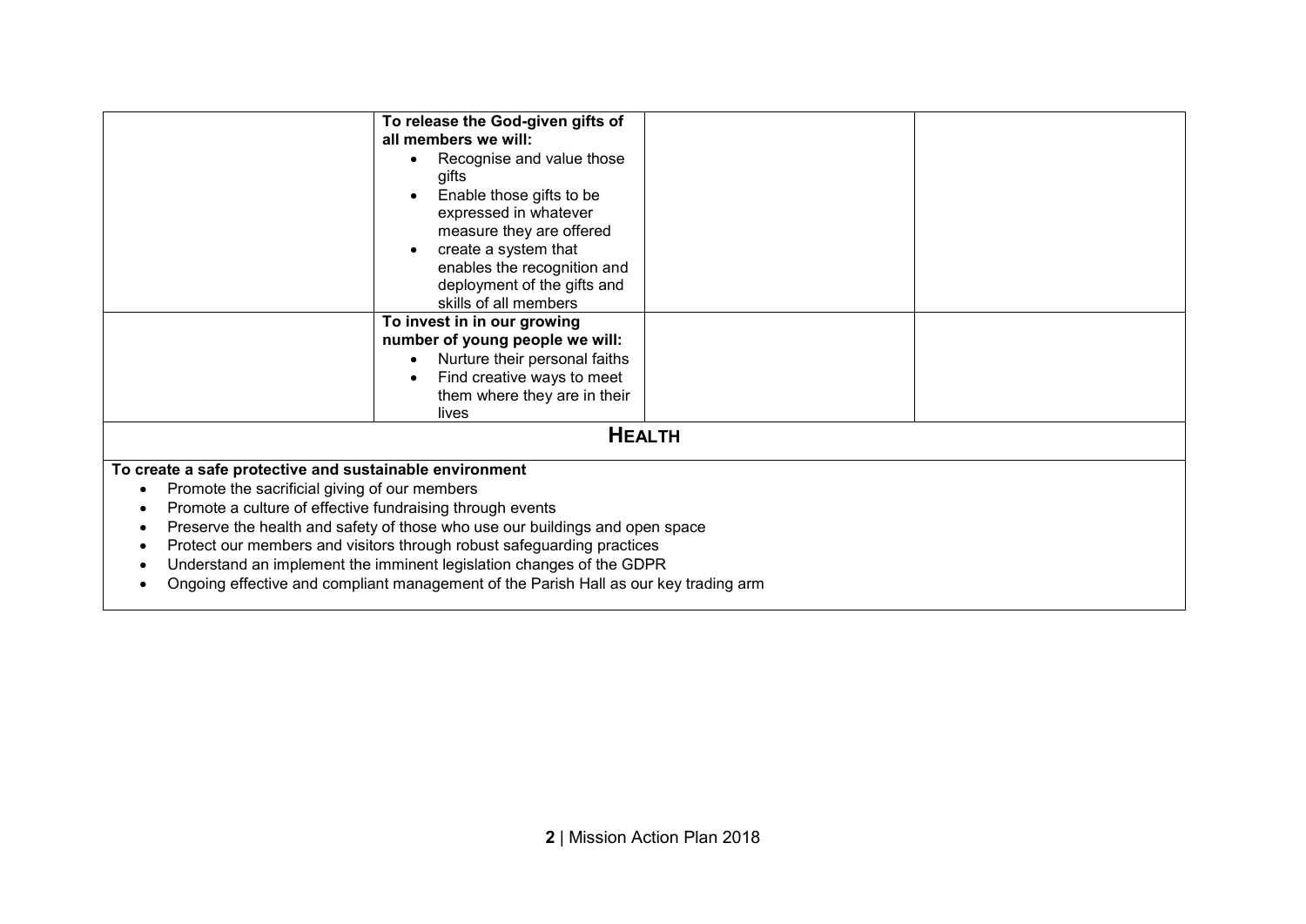| | | | |
|---|---|---|---|
| | **To release the God-given gifts of all members we will:**<br>• Recognise and value those gifts<br>• Enable those gifts to be expressed in whatever measure they are offered<br>• create a system that enables the recognition and deployment of the gifts and skills of all members | | |
| | **To invest in in our growing number of young people we will:**<br>• Nurture their personal faiths<br>• Find creative ways to meet them where they are in their lives | | |

## HEALTH

**To create a safe protective and sustainable environment**

- Promote the sacrificial giving of our members
- Promote a culture of effective fundraising through events
- Preserve the health and safety of those who use our buildings and open space
- Protect our members and visitors through robust safeguarding practices
- Understand an implement the imminent legislation changes of the GDPR
- Ongoing effective and compliant management of the Parish Hall as our key trading arm